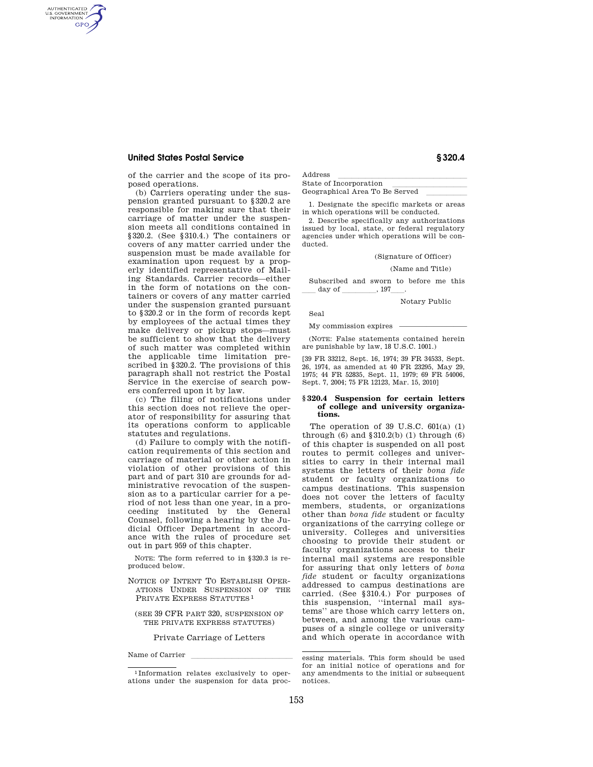of the carrier and the scope of its proposed operations.

(b) Carriers operating under the suspension granted pursuant to §320.2 are responsible for making sure that their carriage of matter under the suspension meets all conditions contained in §320.2. (See §310.4.) The containers or covers of any matter carried under the suspension must be made available for examination upon request by a properly identified representative of Mailing Standards. Carrier records—either in the form of notations on the containers or covers of any matter carried under the suspension granted pursuant to §320.2 or in the form of records kept by employees of the actual times they make delivery or pickup stops—must be sufficient to show that the delivery of such matter was completed within the applicable time limitation prescribed in §320.2. The provisions of this paragraph shall not restrict the Postal Service in the exercise of search powers conferred upon it by law.

(c) The filing of notifications under this section does not relieve the operator of responsibility for assuring that its operations conform to applicable statutes and regulations.

(d) Failure to comply with the notification requirements of this section and carriage of material or other action in violation of other provisions of this part and of part 310 are grounds for administrative revocation of the suspension as to a particular carrier for a period of not less than one year, in a proceeding instituted by the General Counsel, following a hearing by the Judicial Officer Department in accordance with the rules of procedure set out in part 959 of this chapter.

NOTE: The form referred to in §320.3 is reproduced below.

NOTICE OF INTENT TO ESTABLISH OPERATIONS UNDER SUSPENSION OF THE PRIVATE EXPRESS STATUTES[1]

(SEE 39 CFR PART 320, SUSPENSION OF THE PRIVATE EXPRESS STATUTES)

Private Carriage of Letters

Name of Carrier \_\_\_\_\_\_\_\_\_\_\_\_\_\_\_\_\_\_\_\_

Address \_\_\_\_\_\_\_\_\_\_\_\_\_\_\_\_\_\_\_\_

State of Incorporation \_\_\_\_\_\_\_\_\_\_\_\_\_\_\_\_\_\_\_\_

Geographical Area To Be Served \_\_\_\_\_\_\_\_\_\_

1. Designate the specific markets or areas in which operations will be conducted.

2. Describe specifically any authorizations issued by local, state, or federal regulatory agencies under which operations will be conducted.

(Signature of Officer)

(Name and Title)

Subscribed and sworn to before me this \_\_\_\_ day of \_\_\_\_\_\_\_\_, 197\_\_\_.

Notary Public

Seal

My commission expires \_\_\_\_\_\_\_\_\_\_\_\_\_\_\_\_

(NOTE: False statements contained herein are punishable by law, 18 U.S.C. 1001.)

[39 FR 33212, Sept. 16, 1974; 39 FR 34533, Sept. 26, 1974, as amended at 40 FR 23295, May 29, 1975; 44 FR 52835, Sept. 11, 1979; 69 FR 54006, Sept. 7, 2004; 75 FR 12123, Mar. 15, 2010]

### §320.4 Suspension for certain letters of college and university organizations.

The operation of 39 U.S.C. 601(a) (1) through (6) and §310.2(b) (1) through (6) of this chapter is suspended on all post routes to permit colleges and universities to carry in their internal mail systems the letters of their *bona fide* student or faculty organizations to campus destinations. This suspension does not cover the letters of faculty members, students, or organizations other than *bona fide* student or faculty organizations of the carrying college or university. Colleges and universities choosing to provide their student or faculty organizations access to their internal mail systems are responsible for assuring that only letters of *bona fide* student or faculty organizations addressed to campus destinations are carried. (See §310.4.) For purposes of this suspension, ''internal mail systems'' are those which carry letters on, between, and among the various campuses of a single college or university and which operate in accordance with

[1] Information relates exclusively to operations under the suspension for data processing materials. This form should be used for an initial notice of operations and for any amendments to the initial or subsequent notices.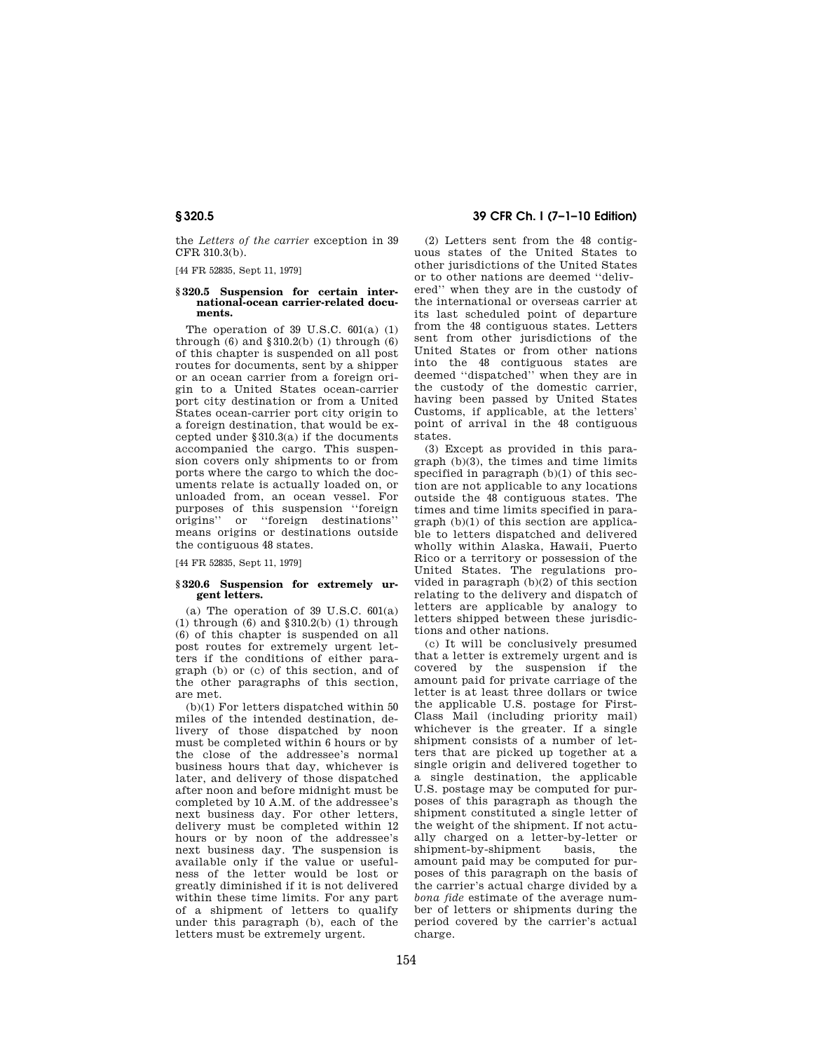the *Letters of the carrier* exception in 39 CFR 310.3(b).

[44 FR 52835, Sept 11, 1979]

### § 320.5 Suspension for certain international-ocean carrier-related documents.

The operation of 39 U.S.C. 601(a) (1) through (6) and § 310.2(b) (1) through (6) of this chapter is suspended on all post routes for documents, sent by a shipper or an ocean carrier from a foreign origin to a United States ocean-carrier port city destination or from a United States ocean-carrier port city origin to a foreign destination, that would be excepted under § 310.3(a) if the documents accompanied the cargo. This suspension covers only shipments to or from ports where the cargo to which the documents relate is actually loaded on, or unloaded from, an ocean vessel. For purposes of this suspension "foreign origins" or "foreign destinations" means origins or destinations outside the contiguous 48 states.

[44 FR 52835, Sept 11, 1979]

### § 320.6 Suspension for extremely urgent letters.

(a) The operation of 39 U.S.C. 601(a) (1) through (6) and § 310.2(b) (1) through (6) of this chapter is suspended on all post routes for extremely urgent letters if the conditions of either paragraph (b) or (c) of this section, and of the other paragraphs of this section, are met.

(b)(1) For letters dispatched within 50 miles of the intended destination, delivery of those dispatched by noon must be completed within 6 hours or by the close of the addressee's normal business hours that day, whichever is later, and delivery of those dispatched after noon and before midnight must be completed by 10 A.M. of the addressee's next business day. For other letters, delivery must be completed within 12 hours or by noon of the addressee's next business day. The suspension is available only if the value or usefulness of the letter would be lost or greatly diminished if it is not delivered within these time limits. For any part of a shipment of letters to qualify under this paragraph (b), each of the letters must be extremely urgent.

(2) Letters sent from the 48 contiguous states of the United States to other jurisdictions of the United States or to other nations are deemed "delivered" when they are in the custody of the international or overseas carrier at its last scheduled point of departure from the 48 contiguous states. Letters sent from other jurisdictions of the United States or from other nations into the 48 contiguous states are deemed "dispatched" when they are in the custody of the domestic carrier, having been passed by United States Customs, if applicable, at the letters' point of arrival in the 48 contiguous states.

(3) Except as provided in this paragraph (b)(3), the times and time limits specified in paragraph (b)(1) of this section are not applicable to any locations outside the 48 contiguous states. The times and time limits specified in paragraph (b)(1) of this section are applicable to letters dispatched and delivered wholly within Alaska, Hawaii, Puerto Rico or a territory or possession of the United States. The regulations provided in paragraph (b)(2) of this section relating to the delivery and dispatch of letters are applicable by analogy to letters shipped between these jurisdictions and other nations.

(c) It will be conclusively presumed that a letter is extremely urgent and is covered by the suspension if the amount paid for private carriage of the letter is at least three dollars or twice the applicable U.S. postage for First-Class Mail (including priority mail) whichever is the greater. If a single shipment consists of a number of letters that are picked up together at a single origin and delivered together to a single destination, the applicable U.S. postage may be computed for purposes of this paragraph as though the shipment constituted a single letter of the weight of the shipment. If not actually charged on a letter-by-letter or shipment-by-shipment basis, the amount paid may be computed for purposes of this paragraph on the basis of the carrier's actual charge divided by a *bona fide* estimate of the average number of letters or shipments during the period covered by the carrier's actual charge.